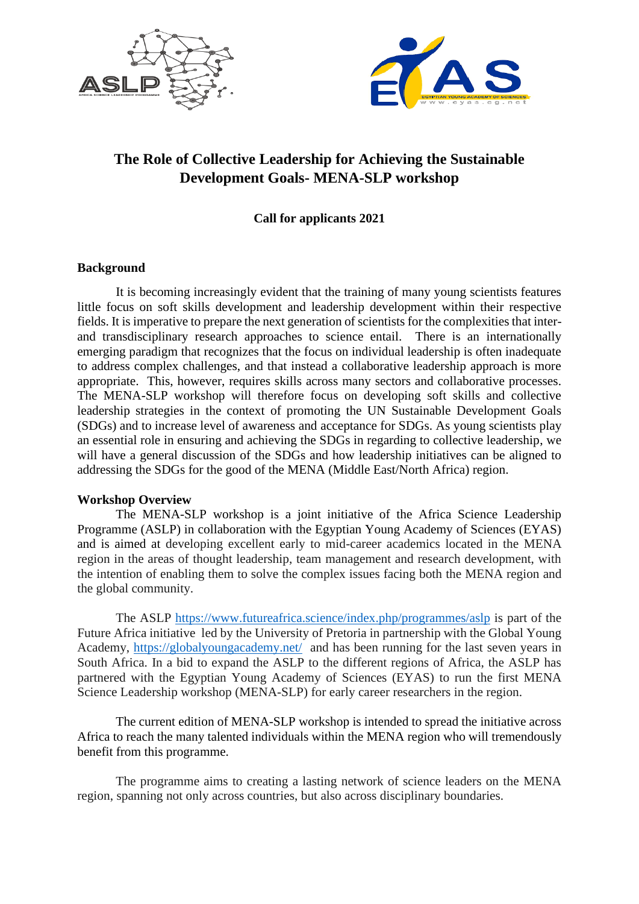# The Role of Collective Leadership for Achieving the Sustainable Development Goals- MENA-SLP workshop

**Call for applicants 2021**

## Background

It is becoming increasingly evident that the training of many young scientists features little focus on soft skills development and leadership development within their respective fields. It is imperative to prepare the next generation of scientists for the complexities that inter- and transdisciplinary research approaches to science entail. There is an internationally emerging paradigm that recognizes that the focus on individual leadership is often inadequate to address complex challenges, and that instead a collaborative leadership approach is more appropriate. This, however, requires skills across many sectors and collaborative processes. The MENA-SLP workshop will therefore focus on developing soft skills and collective leadership strategies in the context of promoting the UN Sustainable Development Goals (SDGs) and to increase level of awareness and acceptance for SDGs. As young scientists play an essential role in ensuring and achieving the SDGs in regarding to collective leadership, we will have a general discussion of the SDGs and how leadership initiatives can be aligned to addressing the SDGs for the good of the MENA (Middle East/North Africa) region.

## Workshop Overview

The MENA-SLP workshop is a joint initiative of the Africa Science Leadership Programme (ASLP) in collaboration with the Egyptian Young Academy of Sciences (EYAS) and is aimed at developing excellent early to mid-career academics located in the MENA region in the areas of thought leadership, team management and research development, with the intention of enabling them to solve the complex issues facing both the MENA region and the global community.

The ASLP https://www.futureafrica.science/index.php/programmes/aslp is part of the Future Africa initiative led by the University of Pretoria in partnership with the Global Young Academy, https://globalyoungacademy.net/ and has been running for the last seven years in South Africa. In a bid to expand the ASLP to the different regions of Africa, the ASLP has partnered with the Egyptian Young Academy of Sciences (EYAS) to run the first MENA Science Leadership workshop (MENA-SLP) for early career researchers in the region.

The current edition of MENA-SLP workshop is intended to spread the initiative across Africa to reach the many talented individuals within the MENA region who will tremendously benefit from this programme.

The programme aims to creating a lasting network of science leaders on the MENA region, spanning not only across countries, but also across disciplinary boundaries.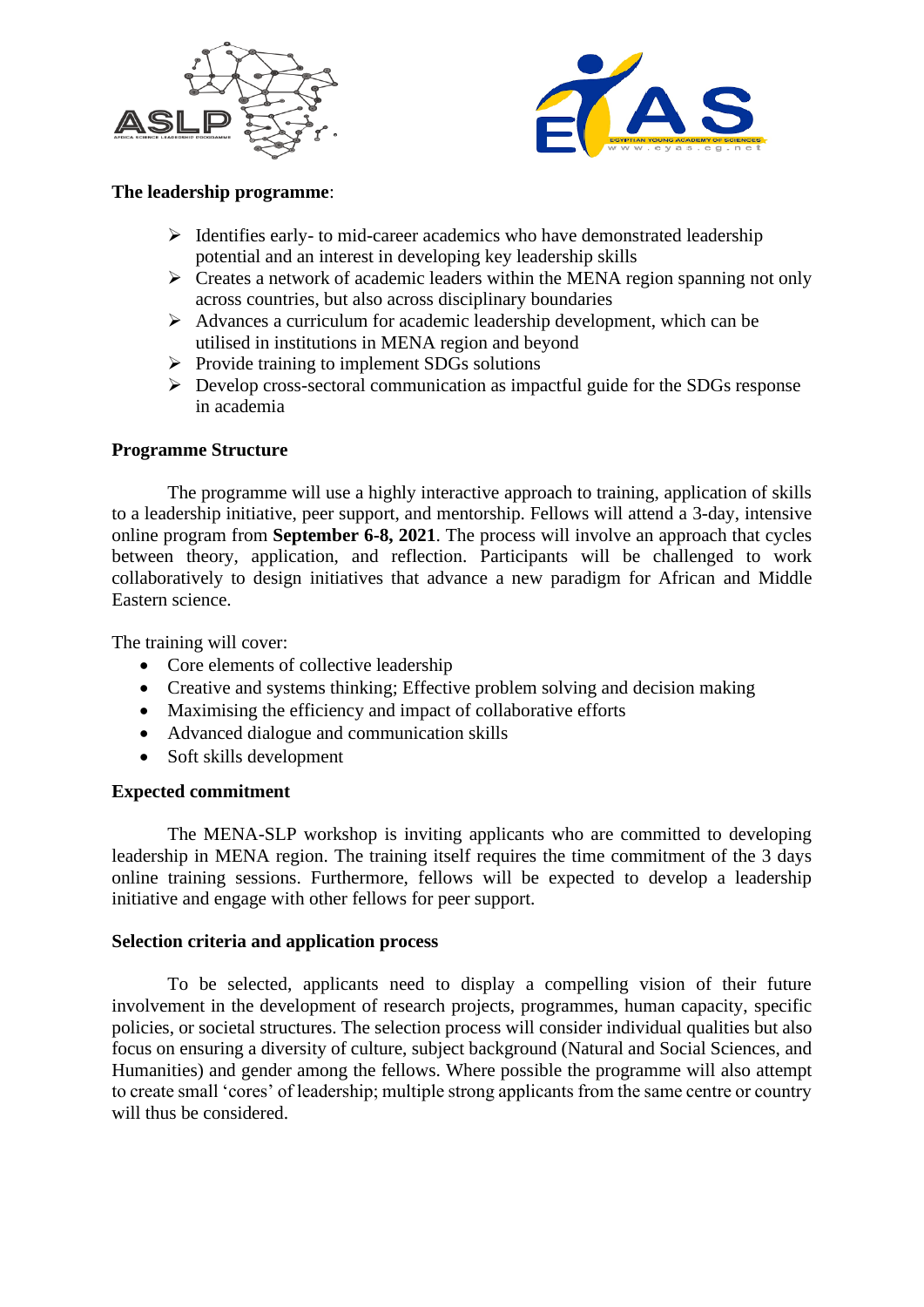**The leadership programme**:

- Identifies early- to mid-career academics who have demonstrated leadership potential and an interest in developing key leadership skills
- Creates a network of academic leaders within the MENA region spanning not only across countries, but also across disciplinary boundaries
- Advances a curriculum for academic leadership development, which can be utilised in institutions in MENA region and beyond
- Provide training to implement SDGs solutions
- Develop cross-sectoral communication as impactful guide for the SDGs response in academia

**Programme Structure**

The programme will use a highly interactive approach to training, application of skills to a leadership initiative, peer support, and mentorship. Fellows will attend a 3-day, intensive online program from **September 6-8, 2021**. The process will involve an approach that cycles between theory, application, and reflection. Participants will be challenged to work collaboratively to design initiatives that advance a new paradigm for African and Middle Eastern science.

The training will cover:

- Core elements of collective leadership
- Creative and systems thinking; Effective problem solving and decision making
- Maximising the efficiency and impact of collaborative efforts
- Advanced dialogue and communication skills
- Soft skills development

**Expected commitment**

The MENA-SLP workshop is inviting applicants who are committed to developing leadership in MENA region. The training itself requires the time commitment of the 3 days online training sessions. Furthermore, fellows will be expected to develop a leadership initiative and engage with other fellows for peer support.

**Selection criteria and application process**

To be selected, applicants need to display a compelling vision of their future involvement in the development of research projects, programmes, human capacity, specific policies, or societal structures. The selection process will consider individual qualities but also focus on ensuring a diversity of culture, subject background (Natural and Social Sciences, and Humanities) and gender among the fellows. Where possible the programme will also attempt to create small 'cores' of leadership; multiple strong applicants from the same centre or country will thus be considered.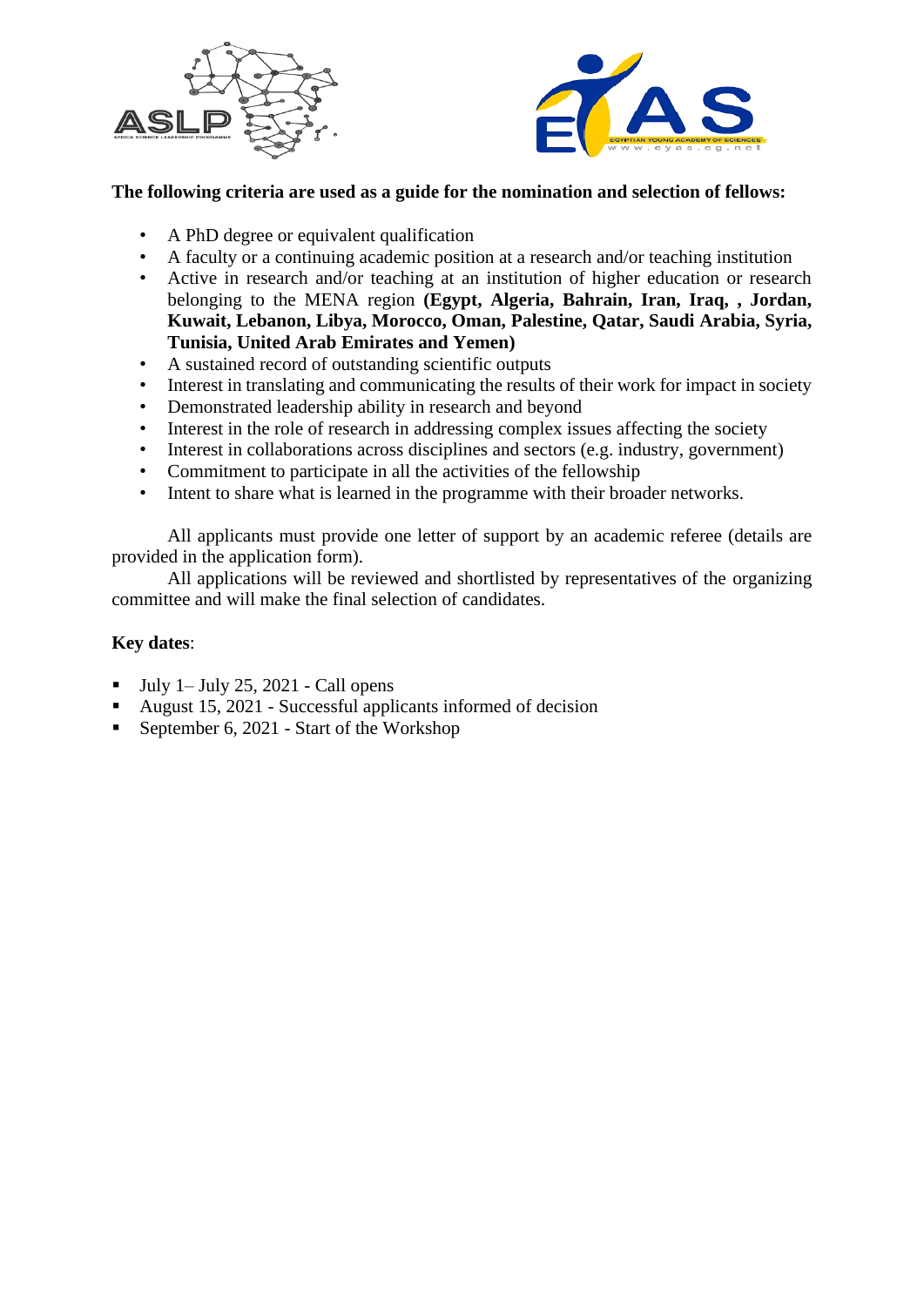**The following criteria are used as a guide for the nomination and selection of fellows:**

- A PhD degree or equivalent qualification
- A faculty or a continuing academic position at a research and/or teaching institution
- Active in research and/or teaching at an institution of higher education or research belonging to the MENA region **(Egypt, Algeria, Bahrain, Iran, Iraq, , Jordan, Kuwait, Lebanon, Libya, Morocco, Oman, Palestine, Qatar, Saudi Arabia, Syria, Tunisia, United Arab Emirates and Yemen)**
- A sustained record of outstanding scientific outputs
- Interest in translating and communicating the results of their work for impact in society
- Demonstrated leadership ability in research and beyond
- Interest in the role of research in addressing complex issues affecting the society
- Interest in collaborations across disciplines and sectors (e.g. industry, government)
- Commitment to participate in all the activities of the fellowship
- Intent to share what is learned in the programme with their broader networks.

All applicants must provide one letter of support by an academic referee (details are provided in the application form).

All applications will be reviewed and shortlisted by representatives of the organizing committee and will make the final selection of candidates.

**Key dates**:

- July 1– July 25, 2021 - Call opens
- August 15, 2021 - Successful applicants informed of decision
- September 6, 2021 - Start of the Workshop